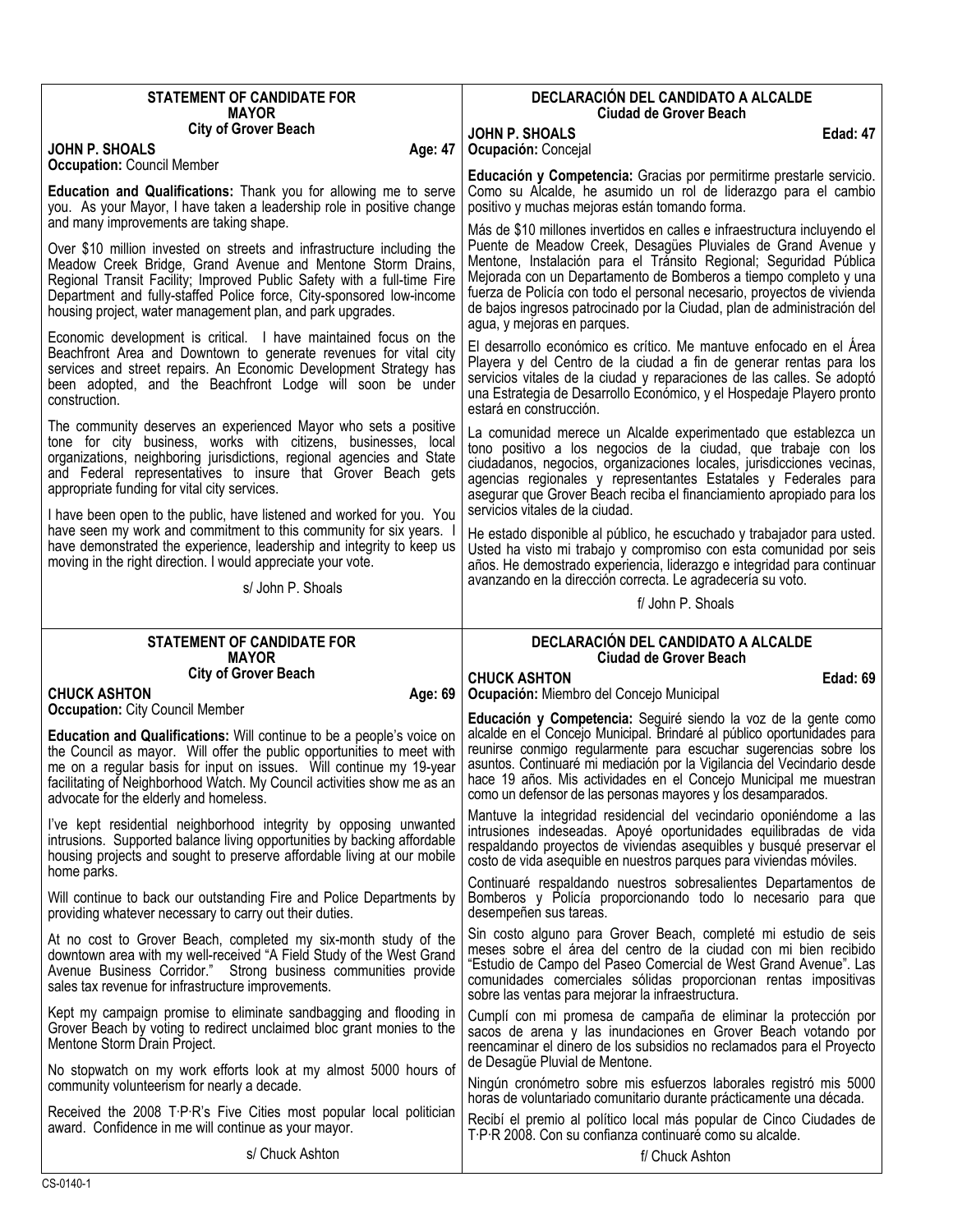## STATEMENT OF CANDIDATE FOR MAYOR
### City of Grover Beach

**JOHN P. SHOALS** — **Age: 47**

**Occupation:** Council Member

**Education and Qualifications:** Thank you for allowing me to serve you. As your Mayor, I have taken a leadership role in positive change and many improvements are taking shape.

Over $10 million invested on streets and infrastructure including the Meadow Creek Bridge, Grand Avenue and Mentone Storm Drains, Regional Transit Facility; Improved Public Safety with a full-time Fire Department and fully-staffed Police force, City-sponsored low-income housing project, water management plan, and park upgrades.

Economic development is critical. I have maintained focus on the Beachfront Area and Downtown to generate revenues for vital city services and street repairs. An Economic Development Strategy has been adopted, and the Beachfront Lodge will soon be under construction.

The community deserves an experienced Mayor who sets a positive tone for city business, works with citizens, businesses, local organizations, neighboring jurisdictions, regional agencies and State and Federal representatives to insure that Grover Beach gets appropriate funding for vital city services.

I have been open to the public, have listened and worked for you. You have seen my work and commitment to this community for six years. I have demonstrated the experience, leadership and integrity to keep us moving in the right direction. I would appreciate your vote.

s/ John P. Shoals

## DECLARACIÓN DEL CANDIDATO A ALCALDE
### Ciudad de Grover Beach

**JOHN P. SHOALS** — **Edad: 47**

**Ocupación:** Concejal

**Educación y Competencia:** Gracias por permitirme prestarle servicio. Como su Alcalde, he asumido un rol de liderazgo para el cambio positivo y muchas mejoras están tomando forma.

Más de $10 millones invertidos en calles e infraestructura incluyendo el Puente de Meadow Creek, Desagües Pluviales de Grand Avenue y Mentone, Instalación para el Tránsito Regional; Seguridad Pública Mejorada con un Departamento de Bomberos a tiempo completo y una fuerza de Policía con todo el personal necesario, proyectos de vivienda de bajos ingresos patrocinado por la Ciudad, plan de administración del agua, y mejoras en parques.

El desarrollo económico es crítico. Me mantuve enfocado en el Área Playera y del Centro de la ciudad a fin de generar rentas para los servicios vitales de la ciudad y reparaciones de las calles. Se adoptó una Estrategia de Desarrollo Económico, y el Hospedaje Playero pronto estará en construcción.

La comunidad merece un Alcalde experimentado que establezca un tono positivo a los negocios de la ciudad, que trabaje con los ciudadanos, negocios, organizaciones locales, jurisdicciones vecinas, agencias regionales y representantes Estatales y Federales para asegurar que Grover Beach reciba el financiamiento apropiado para los servicios vitales de la ciudad.

He estado disponible al público, he escuchado y trabajador para usted. Usted ha visto mi trabajo y compromiso con esta comunidad por seis años. He demostrado experiencia, liderazgo e integridad para continuar avanzando en la dirección correcta. Le agradecería su voto.

f/ John P. Shoals

## STATEMENT OF CANDIDATE FOR MAYOR
### City of Grover Beach

**CHUCK ASHTON** — **Age: 69**

**Occupation:** City Council Member

**Education and Qualifications:** Will continue to be a people's voice on the Council as mayor. Will offer the public opportunities to meet with me on a regular basis for input on issues. Will continue my 19-year facilitating of Neighborhood Watch. My Council activities show me as an advocate for the elderly and homeless.

I've kept residential neighborhood integrity by opposing unwanted intrusions. Supported balance living opportunities by backing affordable housing projects and sought to preserve affordable living at our mobile home parks.

Will continue to back our outstanding Fire and Police Departments by providing whatever necessary to carry out their duties.

At no cost to Grover Beach, completed my six-month study of the downtown area with my well-received "A Field Study of the West Grand Avenue Business Corridor." Strong business communities provide sales tax revenue for infrastructure improvements.

Kept my campaign promise to eliminate sandbagging and flooding in Grover Beach by voting to redirect unclaimed bloc grant monies to the Mentone Storm Drain Project.

No stopwatch on my work efforts look at my almost 5000 hours of community volunteerism for nearly a decade.

Received the 2008 T·P·R's Five Cities most popular local politician award. Confidence in me will continue as your mayor.

s/ Chuck Ashton

## DECLARACIÓN DEL CANDIDATO A ALCALDE
### Ciudad de Grover Beach

**CHUCK ASHTON** — **Edad: 69**

**Ocupación:** Miembro del Concejo Municipal

**Educación y Competencia:** Seguiré siendo la voz de la gente como alcalde en el Concejo Municipal. Brindaré al público oportunidades para reunirse conmigo regularmente para escuchar sugerencias sobre los asuntos. Continuaré mi mediación por la Vigilancia del Vecindario desde hace 19 años. Mis actividades en el Concejo Municipal me muestran como un defensor de las personas mayores y los desamparados.

Mantuve la integridad residencial del vecindario oponiéndome a las intrusiones indeseadas. Apoyé oportunidades equilibradas de vida respaldando proyectos de viviendas asequibles y busqué preservar el costo de vida asequible en nuestros parques para viviendas móviles.

Continuaré respaldando nuestros sobresalientes Departamentos de Bomberos y Policía proporcionando todo lo necesario para que desempeñen sus tareas.

Sin costo alguno para Grover Beach, completé mi estudio de seis meses sobre el área del centro de la ciudad con mi bien recibido "Estudio de Campo del Paseo Comercial de West Grand Avenue". Las comunidades comerciales sólidas proporcionan rentas impositivas sobre las ventas para mejorar la infraestructura.

Cumplí con mi promesa de campaña de eliminar la protección por sacos de arena y las inundaciones en Grover Beach votando por reencaminar el dinero de los subsidios no reclamados para el Proyecto de Desagüe Pluvial de Mentone.

Ningún cronómetro sobre mis esfuerzos laborales registró mis 5000 horas de voluntariado comunitario durante prácticamente una década.

Recibí el premio al político local más popular de Cinco Ciudades de T·P·R 2008. Con su confianza continuaré como su alcalde.

f/ Chuck Ashton

CS-0140-1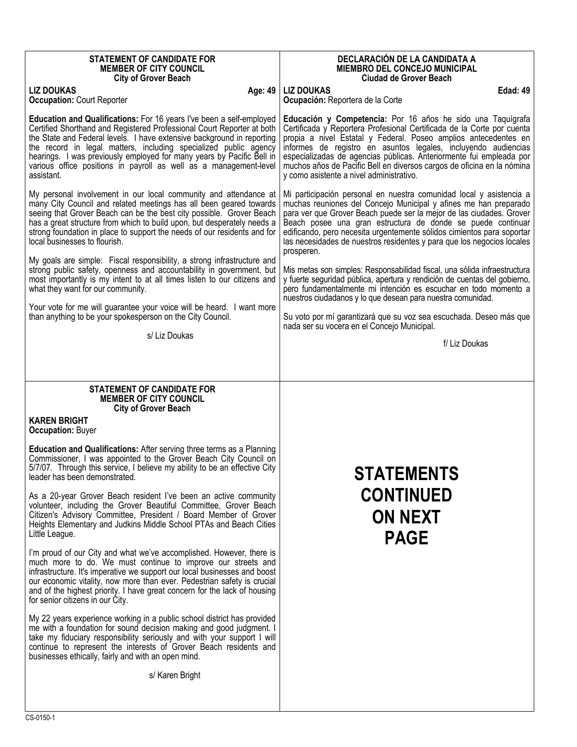**STATEMENT OF CANDIDATE FOR**
**MEMBER OF CITY COUNCIL**
**City of Grover Beach**

**LIZ DOUKAS** **Age: 49**
**Occupation:** Court Reporter

**Education and Qualifications:** For 16 years I've been a self-employed Certified Shorthand and Registered Professional Court Reporter at both the State and Federal levels. I have extensive background in reporting the record in legal matters, including specialized public agency hearings. I was previously employed for many years by Pacific Bell in various office positions in payroll as well as a management-level assistant.

My personal involvement in our local community and attendance at many City Council and related meetings has all been geared towards seeing that Grover Beach can be the best city possible. Grover Beach has a great structure from which to build upon, but desperately needs a strong foundation in place to support the needs of our residents and for local businesses to flourish.

My goals are simple: Fiscal responsibility, a strong infrastructure and strong public safety, openness and accountability in government, but most importantly is my intent to at all times listen to our citizens and what they want for our community.

Your vote for me will guarantee your voice will be heard. I want more than anything to be your spokesperson on the City Council.

s/ Liz Doukas

**DECLARACIÓN DE LA CANDIDATA A**
**MIEMBRO DEL CONCEJO MUNICIPAL**
**Ciudad de Grover Beach**

**LIZ DOUKAS** **Edad: 49**
**Ocupación:** Reportera de la Corte

**Educación y Competencia:** Por 16 años he sido una Taquígrafa Certificada y Reportera Profesional Certificada de la Corte por cuenta propia a nivel Estatal y Federal. Poseo amplios antecedentes en informes de registro en asuntos legales, incluyendo audiencias especializadas de agencias públicas. Anteriormente fui empleada por muchos años de Pacific Bell en diversos cargos de oficina en la nómina y como asistente a nivel administrativo.

Mi participación personal en nuestra comunidad local y asistencia a muchas reuniones del Concejo Municipal y afines me han preparado para ver que Grover Beach puede ser la mejor de las ciudades. Grover Beach posee una gran estructura de donde se puede continuar edificando, pero necesita urgentemente sólidos cimientos para soportar las necesidades de nuestros residentes y para que los negocios locales prosperen.

Mis metas son simples: Responsabilidad fiscal, una sólida infraestructura y fuerte seguridad pública, apertura y rendición de cuentas del gobierno, pero fundamentalmente mi intención es escuchar en todo momento a nuestros ciudadanos y lo que desean para nuestra comunidad.

Su voto por mí garantizará que su voz sea escuchada. Deseo más que nada ser su vocera en el Concejo Municipal.

f/ Liz Doukas

**STATEMENT OF CANDIDATE FOR**
**MEMBER OF CITY COUNCIL**
**City of Grover Beach**

**KAREN BRIGHT**
**Occupation:** Buyer

**Education and Qualifications:** After serving three terms as a Planning Commissioner, I was appointed to the Grover Beach City Council on 5/7/07. Through this service, I believe my ability to be an effective City leader has been demonstrated.

As a 20-year Grover Beach resident I've been an active community volunteer, including the Grover Beautiful Committee, Grover Beach Citizen's Advisory Committee, President / Board Member of Grover Heights Elementary and Judkins Middle School PTAs and Beach Cities Little League.

I'm proud of our City and what we've accomplished. However, there is much more to do. We must continue to improve our streets and infrastructure. It's imperative we support our local businesses and boost our economic vitality, now more than ever. Pedestrian safety is crucial and of the highest priority. I have great concern for the lack of housing for senior citizens in our City.

My 22 years experience working in a public school district has provided me with a foundation for sound decision making and good judgment. I take my fiduciary responsibility seriously and with your support I will continue to represent the interests of Grover Beach residents and businesses ethically, fairly and with an open mind.

s/ Karen Bright

**STATEMENTS CONTINUED ON NEXT PAGE**

CS-0150-1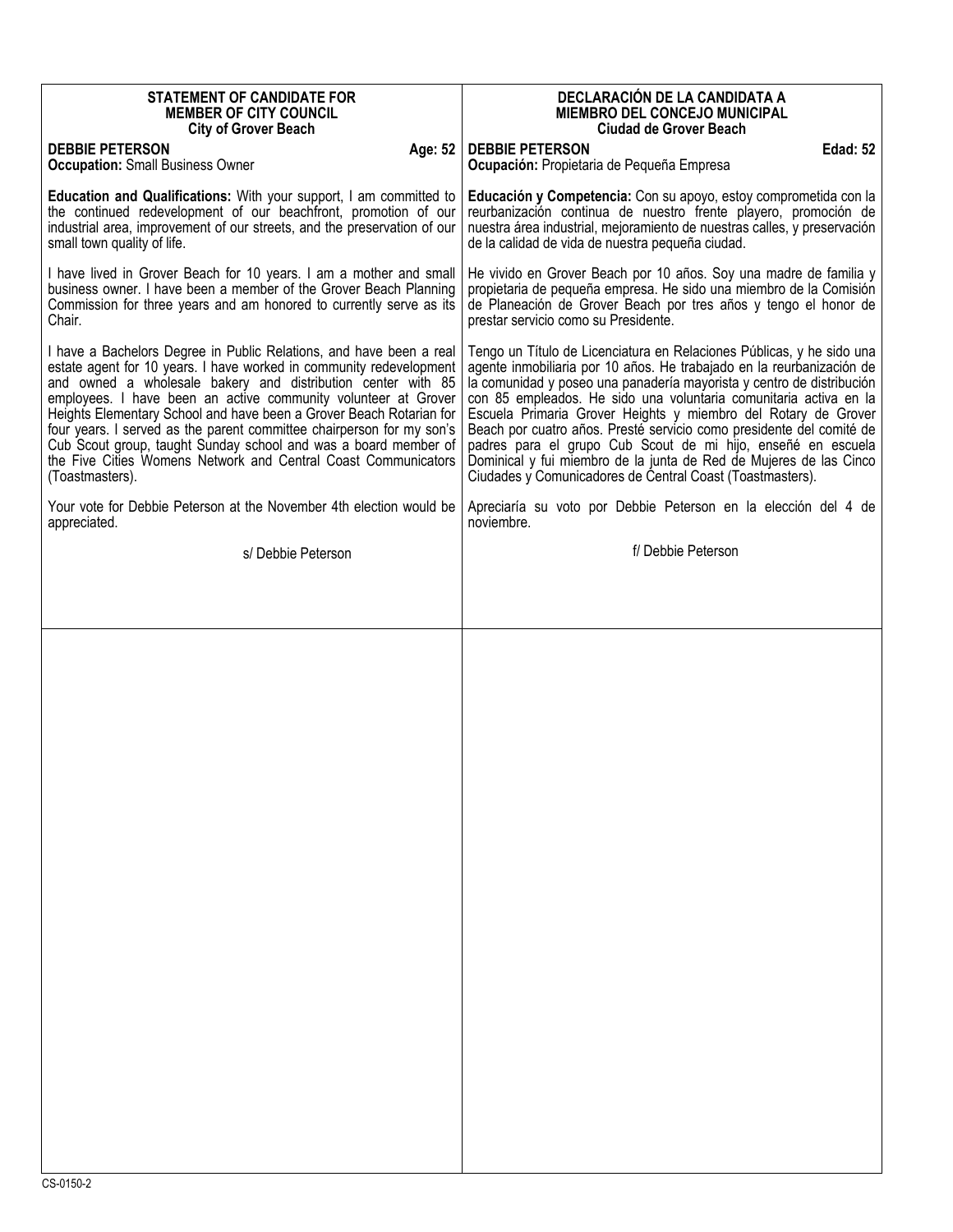**STATEMENT OF CANDIDATE FOR MEMBER OF CITY COUNCIL**
**City of Grover Beach**

**DEBBIE PETERSON** **Age: 52**
**Occupation:** Small Business Owner

**Education and Qualifications:** With your support, I am committed to the continued redevelopment of our beachfront, promotion of our industrial area, improvement of our streets, and the preservation of our small town quality of life.

I have lived in Grover Beach for 10 years. I am a mother and small business owner. I have been a member of the Grover Beach Planning Commission for three years and am honored to currently serve as its Chair.

I have a Bachelors Degree in Public Relations, and have been a real estate agent for 10 years. I have worked in community redevelopment and owned a wholesale bakery and distribution center with 85 employees. I have been an active community volunteer at Grover Heights Elementary School and have been a Grover Beach Rotarian for four years. I served as the parent committee chairperson for my son's Cub Scout group, taught Sunday school and was a board member of the Five Cities Womens Network and Central Coast Communicators (Toastmasters).

Your vote for Debbie Peterson at the November 4th election would be appreciated.

s/ Debbie Peterson

**DECLARACIÓN DE LA CANDIDATA A MIEMBRO DEL CONCEJO MUNICIPAL**
**Ciudad de Grover Beach**

**DEBBIE PETERSON** **Edad: 52**
**Ocupación:** Propietaria de Pequeña Empresa

**Educación y Competencia:** Con su apoyo, estoy comprometida con la reurbanización continua de nuestro frente playero, promoción de nuestra área industrial, mejoramiento de nuestras calles, y preservación de la calidad de vida de nuestra pequeña ciudad.

He vivido en Grover Beach por 10 años. Soy una madre de familia y propietaria de pequeña empresa. He sido una miembro de la Comisión de Planeación de Grover Beach por tres años y tengo el honor de prestar servicio como su Presidente.

Tengo un Título de Licenciatura en Relaciones Públicas, y he sido una agente inmobiliaria por 10 años. He trabajado en la reurbanización de la comunidad y poseo una panadería mayorista y centro de distribución con 85 empleados. He sido una voluntaria comunitaria activa en la Escuela Primaria Grover Heights y miembro del Rotary de Grover Beach por cuatro años. Presté servicio como presidente del comité de padres para el grupo Cub Scout de mi hijo, enseñé en escuela Dominical y fui miembro de la junta de Red de Mujeres de las Cinco Ciudades y Comunicadores de Central Coast (Toastmasters).

Apreciaría su voto por Debbie Peterson en la elección del 4 de noviembre.

f/ Debbie Peterson

CS-0150-2